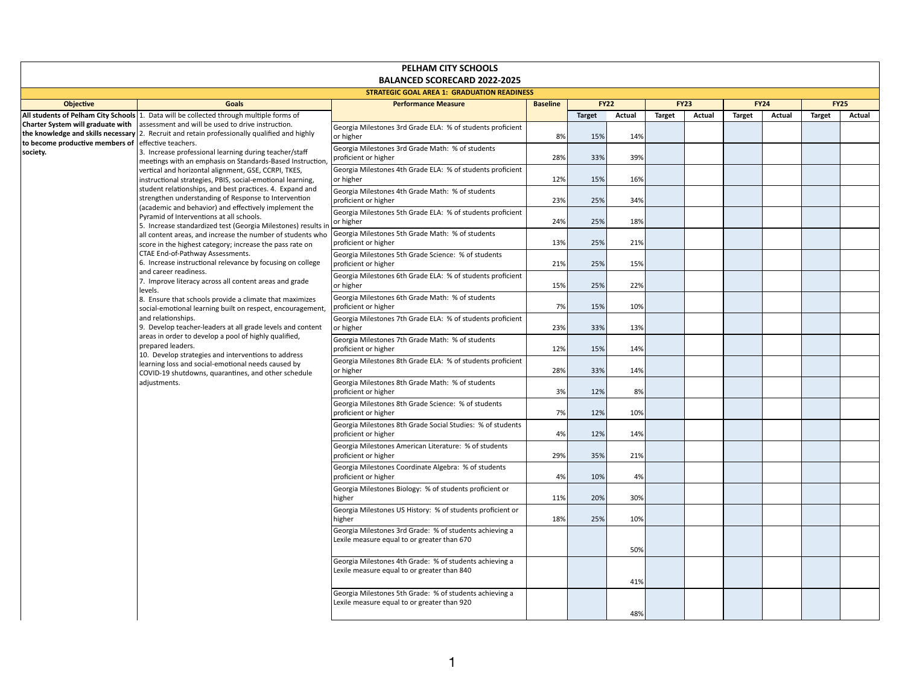# PELHAM CITY SCHOOLS
## BALANCED SCORECARD 2022-2025

### STRATEGIC GOAL AREA 1: GRADUATION READINESS

| Objective | Goals | Performance Measure | Baseline | FY22 | | FY23 | | FY24 | | FY25 | |
|---|---|---|---|---|---|---|---|---|---|---|---|
| | | | | Target | Actual | Target | Actual | Target | Actual | Target | Actual |
| **All students of Pelham City Schools Charter System will graduate with the knowledge and skills necessary to become productive members of society.** | 1. Data will be collected through multiple forms of assessment and will be used to drive instruction. 2. Recruit and retain professionally qualified and highly effective teachers. 3. Increase professional learning during teacher/staff meetings with an emphasis on Standards-Based Instruction, vertical and horizontal alignment, GSE, CCRPI, TKES, instructional strategies, PBIS, social-emotional learning, student relationships, and best practices. 4. Expand and strengthen understanding of Response to Intervention (academic and behavior) and effectively implement the Pyramid of Interventions at all schools. 5. Increase standardized test (Georgia Milestones) results in all content areas, and increase the number of students who score in the highest category; increase the pass rate on CTAE End-of-Pathway Assessments. 6. Increase instructional relevance by focusing on college and career readiness. 7. Improve literacy across all content areas and grade levels. 8. Ensure that schools provide a climate that maximizes social-emotional learning built on respect, encouragement, and relationships. 9. Develop teacher-leaders at all grade levels and content areas in order to develop a pool of highly qualified, prepared leaders. 10. Develop strategies and interventions to address learning loss and social-emotional needs caused by COVID-19 shutdowns, quarantines, and other schedule adjustments. | Georgia Milestones 3rd Grade ELA: % of students proficient or higher | 8% | 15% | 14% | | | | | | |
| | | Georgia Milestones 3rd Grade Math: % of students proficient or higher | 28% | 33% | 39% | | | | | | |
| | | Georgia Milestones 4th Grade ELA: % of students proficient or higher | 12% | 15% | 16% | | | | | | |
| | | Georgia Milestones 4th Grade Math: % of students proficient or higher | 23% | 25% | 34% | | | | | | |
| | | Georgia Milestones 5th Grade ELA: % of students proficient or higher | 24% | 25% | 18% | | | | | | |
| | | Georgia Milestones 5th Grade Math: % of students proficient or higher | 13% | 25% | 21% | | | | | | |
| | | Georgia Milestones 5th Grade Science: % of students proficient or higher | 21% | 25% | 15% | | | | | | |
| | | Georgia Milestones 6th Grade ELA: % of students proficient or higher | 15% | 25% | 22% | | | | | | |
| | | Georgia Milestones 6th Grade Math: % of students proficient or higher | 7% | 15% | 10% | | | | | | |
| | | Georgia Milestones 7th Grade ELA: % of students proficient or higher | 23% | 33% | 13% | | | | | | |
| | | Georgia Milestones 7th Grade Math: % of students proficient or higher | 12% | 15% | 14% | | | | | | |
| | | Georgia Milestones 8th Grade ELA: % of students proficient or higher | 28% | 33% | 14% | | | | | | |
| | | Georgia Milestones 8th Grade Math: % of students proficient or higher | 3% | 12% | 8% | | | | | | |
| | | Georgia Milestones 8th Grade Science: % of students proficient or higher | 7% | 12% | 10% | | | | | | |
| | | Georgia Milestones 8th Grade Social Studies: % of students proficient or higher | 4% | 12% | 14% | | | | | | |
| | | Georgia Milestones American Literature: % of students proficient or higher | 29% | 35% | 21% | | | | | | |
| | | Georgia Milestones Coordinate Algebra: % of students proficient or higher | 4% | 10% | 4% | | | | | | |
| | | Georgia Milestones Biology: % of students proficient or higher | 11% | 20% | 30% | | | | | | |
| | | Georgia Milestones US History: % of students proficient or higher | 18% | 25% | 10% | | | | | | |
| | | Georgia Milestones 3rd Grade: % of students achieving a Lexile measure equal to or greater than 670 | | | 50% | | | | | | |
| | | Georgia Milestones 4th Grade: % of students achieving a Lexile measure equal to or greater than 840 | | | 41% | | | | | | |
| | | Georgia Milestones 5th Grade: % of students achieving a Lexile measure equal to or greater than 920 | | | 48% | | | | | | |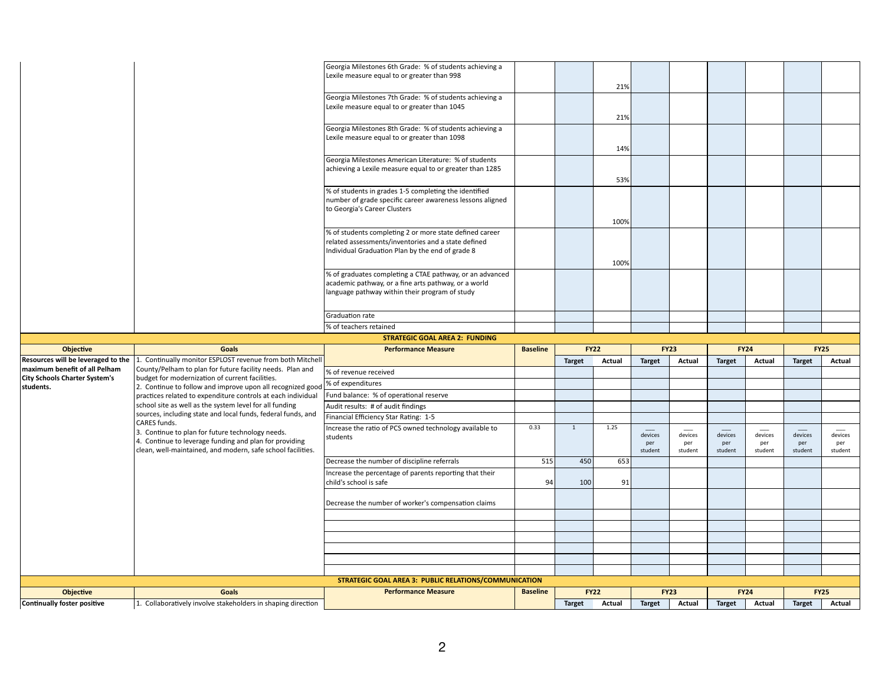| Objective | Goals | Performance Measure | Baseline | FY22 Target | FY22 Actual | FY23 Target | FY23 Actual | FY24 Target | FY24 Actual | FY25 Target | FY25 Actual |
|---|---|---|---|---|---|---|---|---|---|---|---|
| | | Georgia Milestones 6th Grade: % of students achieving a Lexile measure equal to or greater than 998 | | | 21% | | | | | | |
| | | Georgia Milestones 7th Grade: % of students achieving a Lexile measure equal to or greater than 1045 | | | 21% | | | | | | |
| | | Georgia Milestones 8th Grade: % of students achieving a Lexile measure equal to or greater than 1098 | | | 14% | | | | | | |
| | | Georgia Milestones American Literature: % of students achieving a Lexile measure equal to or greater than 1285 | | | 53% | | | | | | |
| | | % of students in grades 1-5 completing the identified number of grade specific career awareness lessons aligned to Georgia's Career Clusters | | | 100% | | | | | | |
| | | % of students completing 2 or more state defined career related assessments/inventories and a state defined Individual Graduation Plan by the end of grade 8 | | | 100% | | | | | | |
| | | % of graduates completing a CTAE pathway, or an advanced academic pathway, or a fine arts pathway, or a world language pathway within their program of study | | | | | | | | | |
| | | Graduation rate | | | | | | | | | |
| | | % of teachers retained | | | | | | | | | |

**STRATEGIC GOAL AREA 2: FUNDING**

| Objective | Goals | Performance Measure | Baseline | FY22 Target | FY22 Actual | FY23 Target | FY23 Actual | FY24 Target | FY24 Actual | FY25 Target | FY25 Actual |
|---|---|---|---|---|---|---|---|---|---|---|---|
| **Resources will be leveraged to the maximum benefit of all Pelham City Schools Charter System's students.** | 1. Continually monitor ESPLOST revenue from both Mitchell County/Pelham to plan for future facility needs. Plan and budget for modernization of current facilities.<br>2. Continue to follow and improve upon all recognized good practices related to expenditure controls at each individual school site as well as the system level for all funding sources, including state and local funds, federal funds, and CARES funds.<br>3. Continue to plan for future technology needs.<br>4. Continue to leverage funding and plan for providing clean, well-maintained, and modern, safe school facilities. | % of revenue received | | | | | | | | | |
| | | % of expenditures | | | | | | | | | |
| | | Fund balance: % of operational reserve | | | | | | | | | |
| | | Audit results: # of audit findings | | | | | | | | | |
| | | Financial Efficiency Star Rating: 1-5 | | | | | | | | | |
| | | Increase the ratio of PCS owned technology available to students | 0.33 | 1 | 1.25 | ___ devices per student | ___ devices per student | ___ devices per student | ___ devices per student | ___ devices per student | ___ devices per student |
| | | Decrease the number of discipline referrals | 515 | 450 | 653 | | | | | | |
| | | Increase the percentage of parents reporting that their child's school is safe | 94 | 100 | 91 | | | | | | |
| | | Decrease the number of worker's compensation claims | | | | | | | | | |
| | | | | | | | | | | | |
| | | | | | | | | | | | |
| | | | | | | | | | | | |
| | | | | | | | | | | | |
| | | | | | | | | | | | |
| | | | | | | | | | | | |

**STRATEGIC GOAL AREA 3: PUBLIC RELATIONS/COMMUNICATION**

| Objective | Goals | Performance Measure | Baseline | FY22 Target | FY22 Actual | FY23 Target | FY23 Actual | FY24 Target | FY24 Actual | FY25 Target | FY25 Actual |
|---|---|---|---|---|---|---|---|---|---|---|---|
| **Continually foster positive** | 1. Collaboratively involve stakeholders in shaping direction | | | | | | | | | | |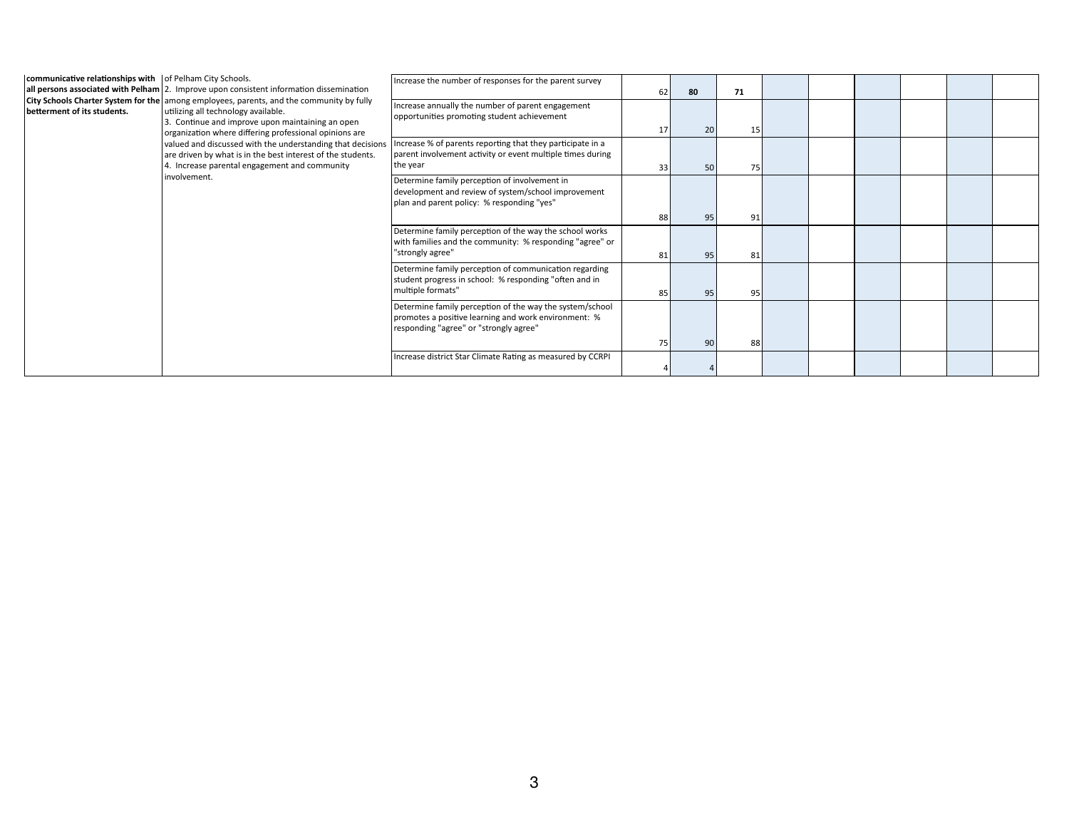| | | | | | | | | | | | |
|---|---|---|---|---|---|---|---|---|---|---|---|
| **communicative relationships with all persons associated with Pelham City Schools Charter System for the betterment of its students.** | of Pelham City Schools.<br>2. Improve upon consistent information dissemination among employees, parents, and the community by fully utilizing all technology available.<br>3. Continue and improve upon maintaining an open organization where differing professional opinions are valued and discussed with the understanding that decisions are driven by what is in the best interest of the students.<br>4. Increase parental engagement and community involvement. | Increase the number of responses for the parent survey | 62 | **80** | **71** | | | | | | |
| | | Increase annually the number of parent engagement opportunities promoting student achievement | 17 | 20 | 15 | | | | | | |
| | | Increase % of parents reporting that they participate in a parent involvement activity or event multiple times during the year | 33 | 50 | 75 | | | | | | |
| | | Determine family perception of involvement in development and review of system/school improvement plan and parent policy: % responding "yes" | 88 | 95 | 91 | | | | | | |
| | | Determine family perception of the way the school works with families and the community: % responding "agree" or "strongly agree" | 81 | 95 | 81 | | | | | | |
| | | Determine family perception of communication regarding student progress in school: % responding "often and in multiple formats" | 85 | 95 | 95 | | | | | | |
| | | Determine family perception of the way the system/school promotes a positive learning and work environment: % responding "agree" or "strongly agree" | 75 | 90 | 88 | | | | | | |
| | | Increase district Star Climate Rating as measured by CCRPI | 4 | 4 | | | | | | | |